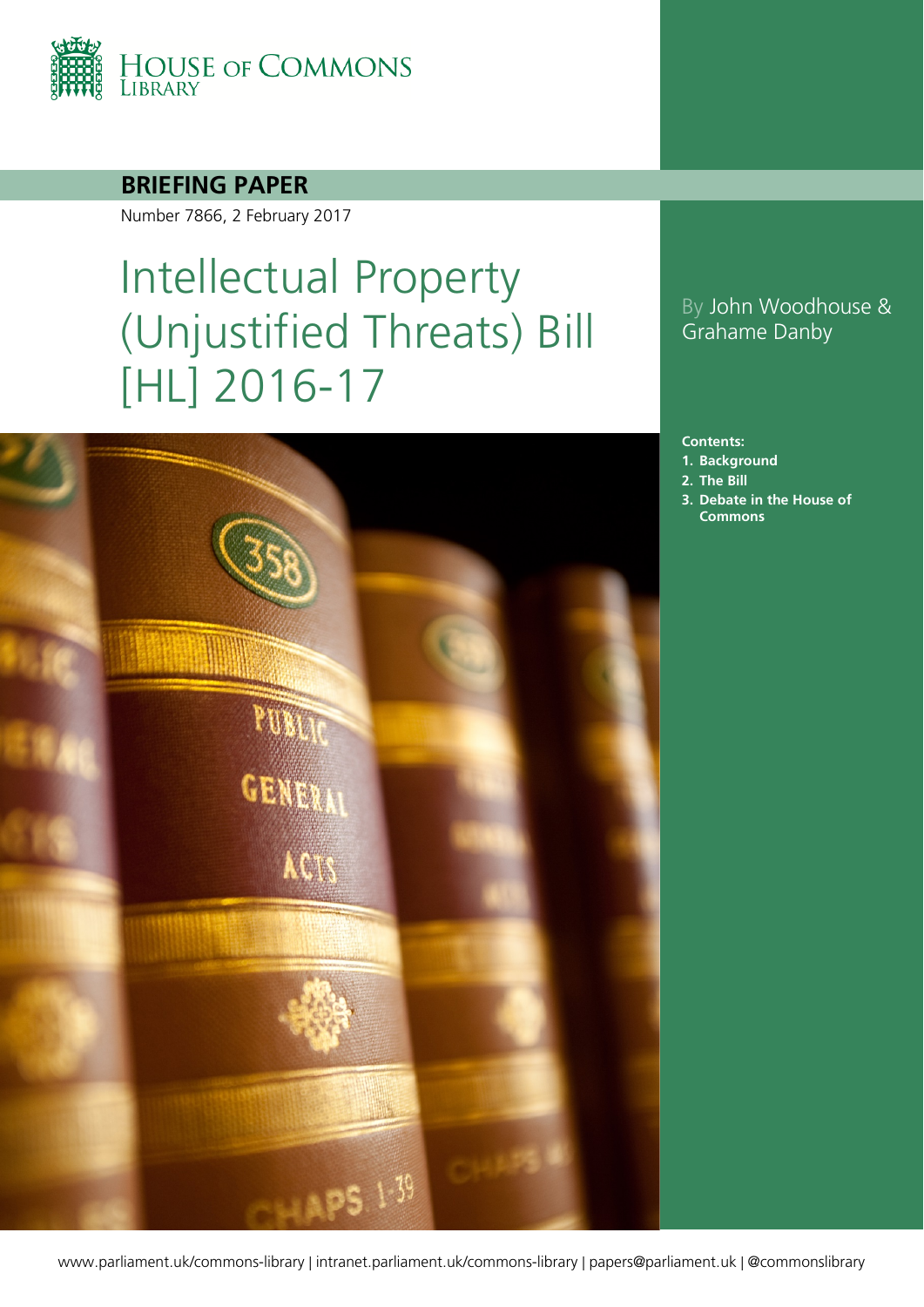House of Commons Library

**BRIEFING PAPER**

Number 7866, 2 February 2017

# Intellectual Property (Unjustified Threats) Bill [HL] 2016-17

By John Woodhouse & Grahame Danby

**Contents:**

1. **Background**
2. **The Bill**
3. **Debate in the House of Commons**

www.parliament.uk/commons-library | intranet.parliament.uk/commons-library | papers@parliament.uk | @commonslibrary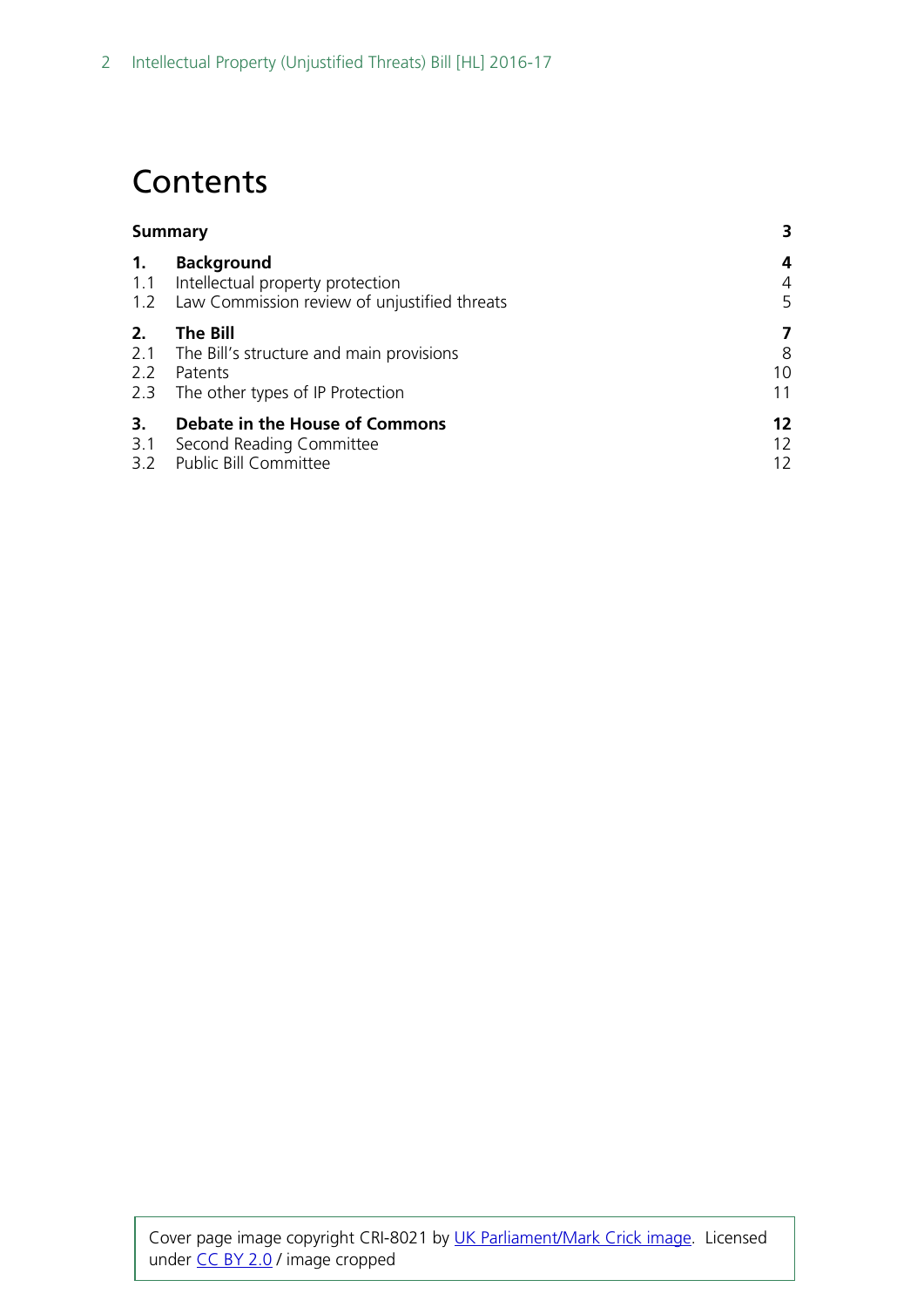# Contents

| | | |
|---|---|---|
| **Summary** | | **3** |
| **1.** | **Background** | **4** |
| 1.1 | Intellectual property protection | 4 |
| 1.2 | Law Commission review of unjustified threats | 5 |
| **2.** | **The Bill** | **7** |
| 2.1 | The Bill's structure and main provisions | 8 |
| 2.2 | Patents | 10 |
| 2.3 | The other types of IP Protection | 11 |
| **3.** | **Debate in the House of Commons** | **12** |
| 3.1 | Second Reading Committee | 12 |
| 3.2 | Public Bill Committee | 12 |

Cover page image copyright CRI-8021 by UK Parliament/Mark Crick image. Licensed under CC BY 2.0 / image cropped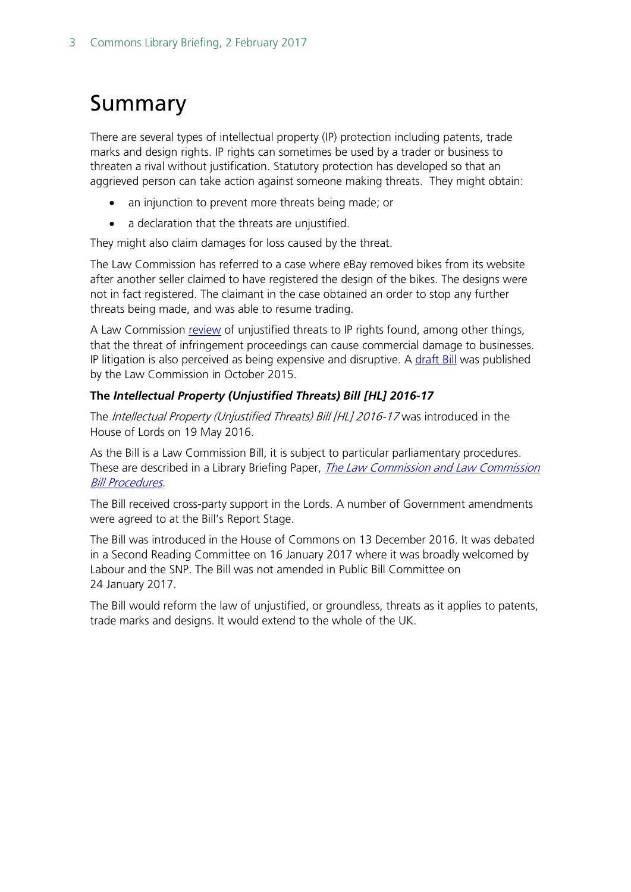# Summary

There are several types of intellectual property (IP) protection including patents, trade marks and design rights. IP rights can sometimes be used by a trader or business to threaten a rival without justification. Statutory protection has developed so that an aggrieved person can take action against someone making threats. They might obtain:

- an injunction to prevent more threats being made; or
- a declaration that the threats are unjustified.

They might also claim damages for loss caused by the threat.

The Law Commission has referred to a case where eBay removed bikes from its website after another seller claimed to have registered the design of the bikes. The designs were not in fact registered. The claimant in the case obtained an order to stop any further threats being made, and was able to resume trading.

A Law Commission review of unjustified threats to IP rights found, among other things, that the threat of infringement proceedings can cause commercial damage to businesses. IP litigation is also perceived as being expensive and disruptive. A draft Bill was published by the Law Commission in October 2015.

### The *Intellectual Property (Unjustified Threats) Bill [HL] 2016-17*

The *Intellectual Property (Unjustified Threats) Bill [HL] 2016-17* was introduced in the House of Lords on 19 May 2016.

As the Bill is a Law Commission Bill, it is subject to particular parliamentary procedures. These are described in a Library Briefing Paper, *The Law Commission and Law Commission Bill Procedures*.

The Bill received cross-party support in the Lords. A number of Government amendments were agreed to at the Bill's Report Stage.

The Bill was introduced in the House of Commons on 13 December 2016. It was debated in a Second Reading Committee on 16 January 2017 where it was broadly welcomed by Labour and the SNP. The Bill was not amended in Public Bill Committee on 24 January 2017.

The Bill would reform the law of unjustified, or groundless, threats as it applies to patents, trade marks and designs. It would extend to the whole of the UK.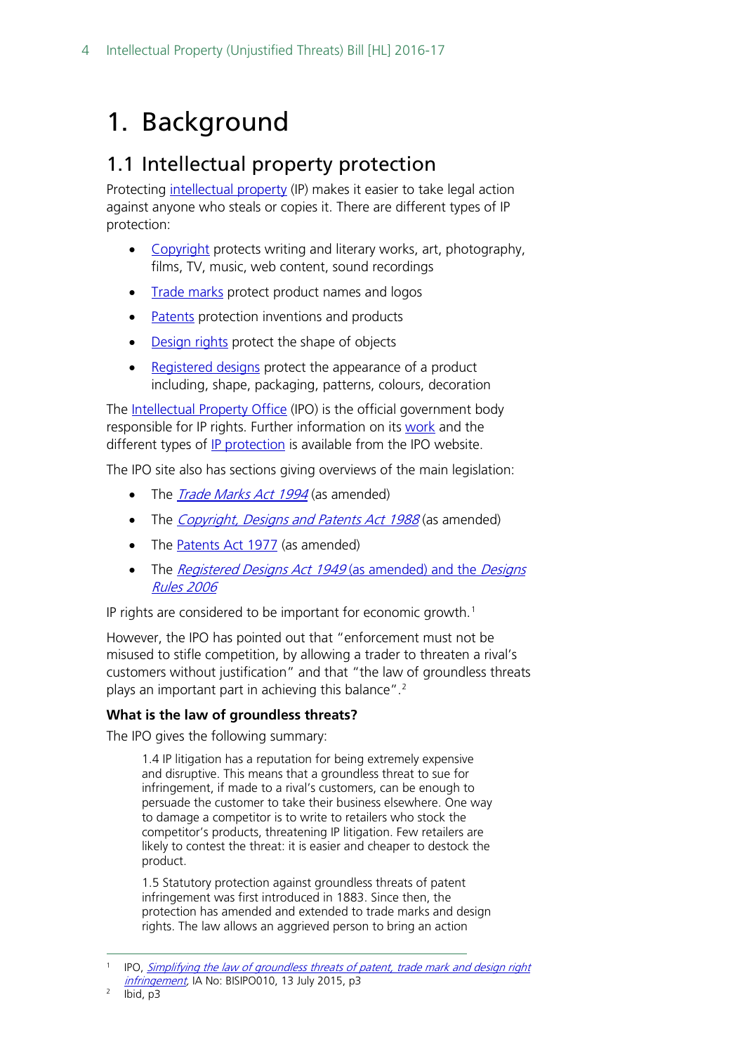# 1. Background

## 1.1 Intellectual property protection

Protecting intellectual property (IP) makes it easier to take legal action against anyone who steals or copies it. There are different types of IP protection:

- Copyright protects writing and literary works, art, photography, films, TV, music, web content, sound recordings
- Trade marks protect product names and logos
- Patents protection inventions and products
- Design rights protect the shape of objects
- Registered designs protect the appearance of a product including, shape, packaging, patterns, colours, decoration

The Intellectual Property Office (IPO) is the official government body responsible for IP rights. Further information on its work and the different types of IP protection is available from the IPO website.

The IPO site also has sections giving overviews of the main legislation:

- The *Trade Marks Act 1994* (as amended)
- The *Copyright, Designs and Patents Act 1988* (as amended)
- The Patents Act 1977 (as amended)
- The *Registered Designs Act 1949* (as amended) and the *Designs Rules 2006*

IP rights are considered to be important for economic growth.[1]

However, the IPO has pointed out that "enforcement must not be misused to stifle competition, by allowing a trader to threaten a rival's customers without justification" and that "the law of groundless threats plays an important part in achieving this balance".[2]

### What is the law of groundless threats?

The IPO gives the following summary:

> 1.4 IP litigation has a reputation for being extremely expensive and disruptive. This means that a groundless threat to sue for infringement, if made to a rival's customers, can be enough to persuade the customer to take their business elsewhere. One way to damage a competitor is to write to retailers who stock the competitor's products, threatening IP litigation. Few retailers are likely to contest the threat: it is easier and cheaper to destock the product.
>
> 1.5 Statutory protection against groundless threats of patent infringement was first introduced in 1883. Since then, the protection has amended and extended to trade marks and design rights. The law allows an aggrieved person to bring an action

---

[1] IPO, *Simplifying the law of groundless threats of patent, trade mark and design right infringement*, IA No: BISIPO010, 13 July 2015, p3

[2] Ibid, p3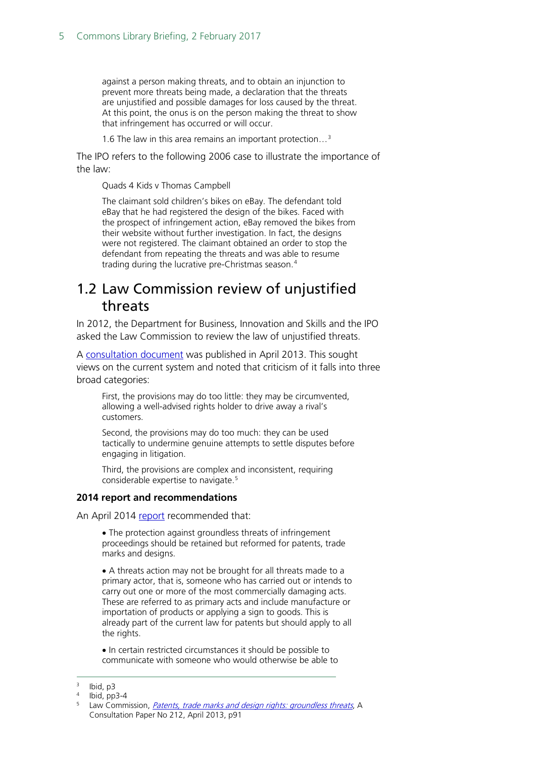> against a person making threats, and to obtain an injunction to prevent more threats being made, a declaration that the threats are unjustified and possible damages for loss caused by the threat. At this point, the onus is on the person making the threat to show that infringement has occurred or will occur.
>
> 1.6 The law in this area remains an important protection…[3]

The IPO refers to the following 2006 case to illustrate the importance of the law:

> Quads 4 Kids v Thomas Campbell
>
> The claimant sold children's bikes on eBay. The defendant told eBay that he had registered the design of the bikes. Faced with the prospect of infringement action, eBay removed the bikes from their website without further investigation. In fact, the designs were not registered. The claimant obtained an order to stop the defendant from repeating the threats and was able to resume trading during the lucrative pre-Christmas season.[4]

## 1.2 Law Commission review of unjustified threats

In 2012, the Department for Business, Innovation and Skills and the IPO asked the Law Commission to review the law of unjustified threats.

A consultation document was published in April 2013. This sought views on the current system and noted that criticism of it falls into three broad categories:

> First, the provisions may do too little: they may be circumvented, allowing a well-advised rights holder to drive away a rival's customers.
>
> Second, the provisions may do too much: they can be used tactically to undermine genuine attempts to settle disputes before engaging in litigation.
>
> Third, the provisions are complex and inconsistent, requiring considerable expertise to navigate.[5]

**2014 report and recommendations**

An April 2014 report recommended that:

> • The protection against groundless threats of infringement proceedings should be retained but reformed for patents, trade marks and designs.
>
> • A threats action may not be brought for all threats made to a primary actor, that is, someone who has carried out or intends to carry out one or more of the most commercially damaging acts. These are referred to as primary acts and include manufacture or importation of products or applying a sign to goods. This is already part of the current law for patents but should apply to all the rights.
>
> • In certain restricted circumstances it should be possible to communicate with someone who would otherwise be able to

---

[3] Ibid, p3

[4] Ibid, pp3-4

[5] Law Commission, *Patents, trade marks and design rights: groundless threats*, A Consultation Paper No 212, April 2013, p91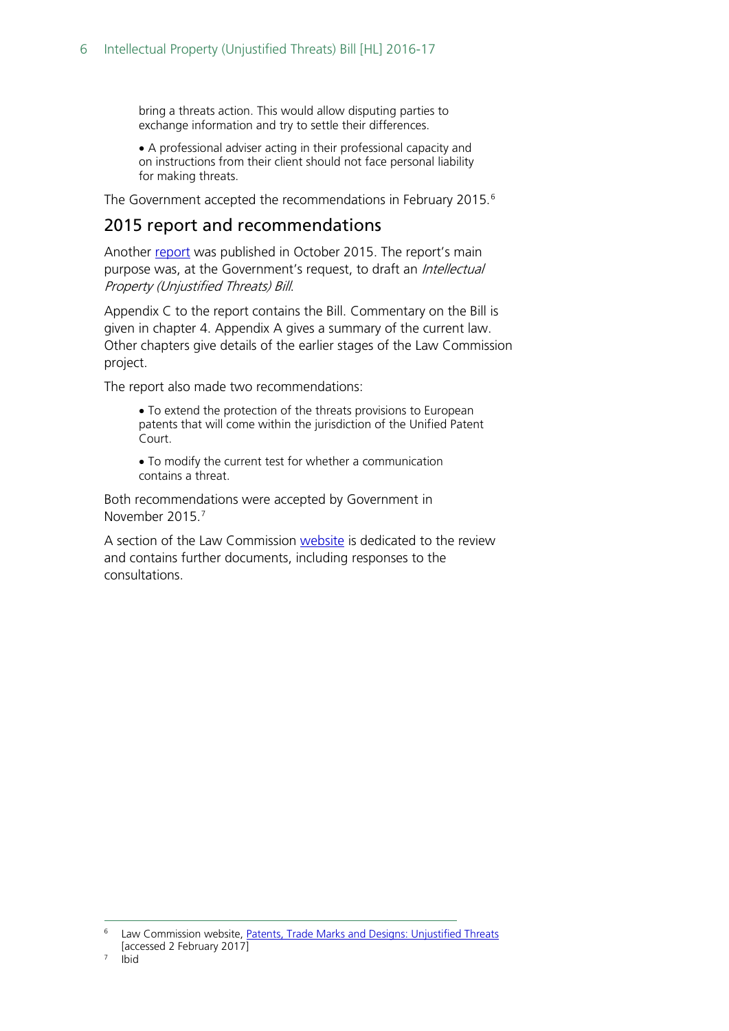bring a threats action. This would allow disputing parties to exchange information and try to settle their differences.

- A professional adviser acting in their professional capacity and on instructions from their client should not face personal liability for making threats.

The Government accepted the recommendations in February 2015.[6]

## 2015 report and recommendations

Another report was published in October 2015. The report's main purpose was, at the Government's request, to draft an *Intellectual Property (Unjustified Threats) Bill*.

Appendix C to the report contains the Bill. Commentary on the Bill is given in chapter 4. Appendix A gives a summary of the current law. Other chapters give details of the earlier stages of the Law Commission project.

The report also made two recommendations:

- To extend the protection of the threats provisions to European patents that will come within the jurisdiction of the Unified Patent Court.
- To modify the current test for whether a communication contains a threat.

Both recommendations were accepted by Government in November 2015.[7]

A section of the Law Commission website is dedicated to the review and contains further documents, including responses to the consultations.

---

[6] Law Commission website, Patents, Trade Marks and Designs: Unjustified Threats [accessed 2 February 2017]

[7] Ibid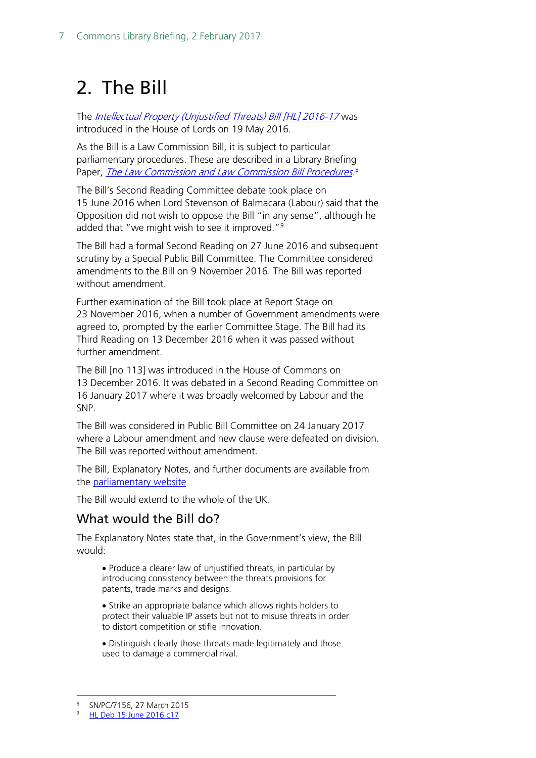# 2. The Bill

The *Intellectual Property (Unjustified Threats) Bill [HL] 2016-17* was introduced in the House of Lords on 19 May 2016.

As the Bill is a Law Commission Bill, it is subject to particular parliamentary procedures. These are described in a Library Briefing Paper, *The Law Commission and Law Commission Bill Procedures*.[8]

The Bill's Second Reading Committee debate took place on 15 June 2016 when Lord Stevenson of Balmacara (Labour) said that the Opposition did not wish to oppose the Bill "in any sense", although he added that "we might wish to see it improved."[9]

The Bill had a formal Second Reading on 27 June 2016 and subsequent scrutiny by a Special Public Bill Committee. The Committee considered amendments to the Bill on 9 November 2016. The Bill was reported without amendment.

Further examination of the Bill took place at Report Stage on 23 November 2016, when a number of Government amendments were agreed to, prompted by the earlier Committee Stage. The Bill had its Third Reading on 13 December 2016 when it was passed without further amendment.

The Bill [no 113] was introduced in the House of Commons on 13 December 2016. It was debated in a Second Reading Committee on 16 January 2017 where it was broadly welcomed by Labour and the SNP.

The Bill was considered in Public Bill Committee on 24 January 2017 where a Labour amendment and new clause were defeated on division. The Bill was reported without amendment.

The Bill, Explanatory Notes, and further documents are available from the parliamentary website

The Bill would extend to the whole of the UK.

## What would the Bill do?

The Explanatory Notes state that, in the Government's view, the Bill would:

> - Produce a clearer law of unjustified threats, in particular by introducing consistency between the threats provisions for patents, trade marks and designs.
>
> - Strike an appropriate balance which allows rights holders to protect their valuable IP assets but not to misuse threats in order to distort competition or stifle innovation.
>
> - Distinguish clearly those threats made legitimately and those used to damage a commercial rival.

---

[8] SN/PC/7156, 27 March 2015

[9] HL Deb 15 June 2016 c17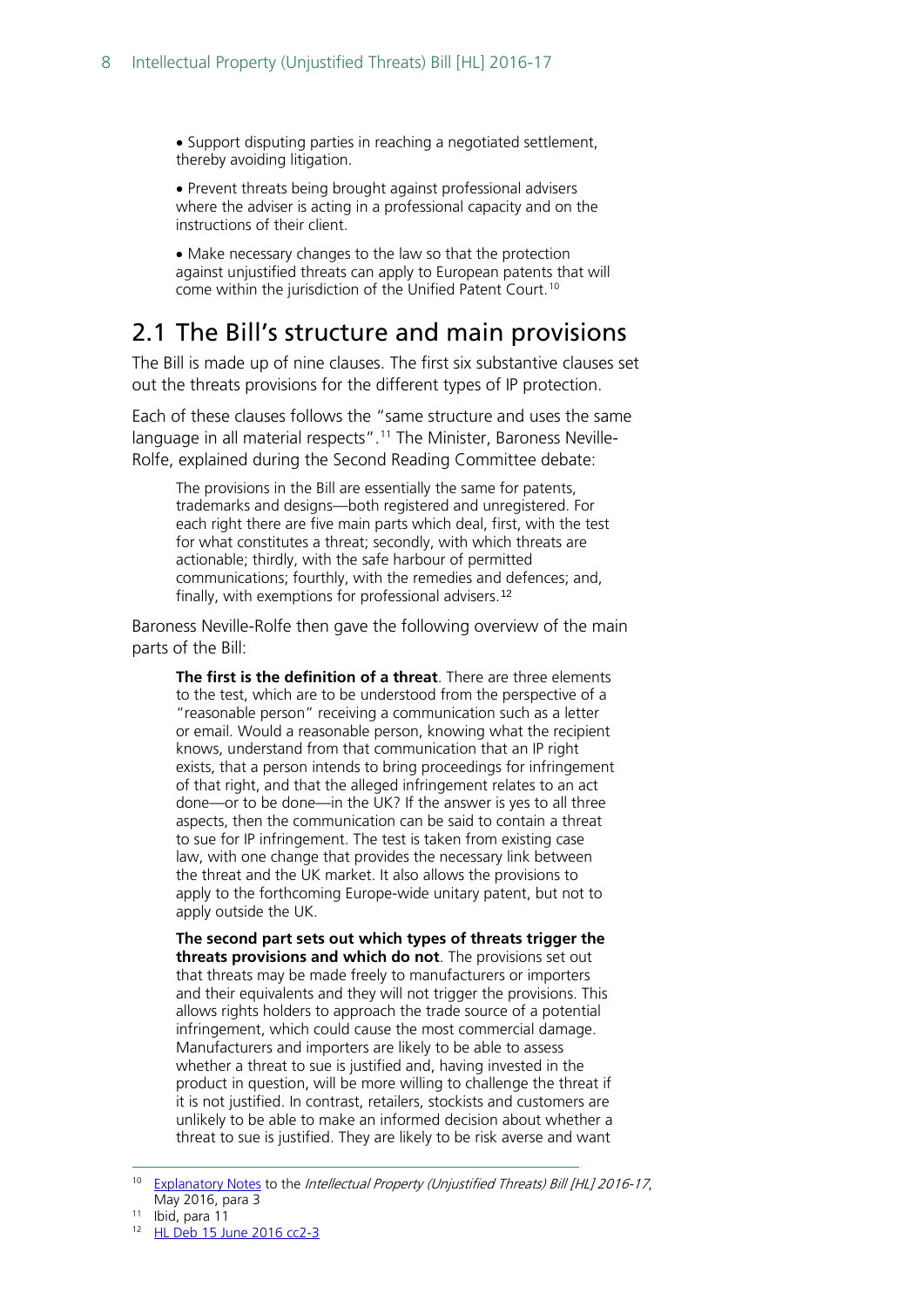- Support disputing parties in reaching a negotiated settlement, thereby avoiding litigation.
- Prevent threats being brought against professional advisers where the adviser is acting in a professional capacity and on the instructions of their client.
- Make necessary changes to the law so that the protection against unjustified threats can apply to European patents that will come within the jurisdiction of the Unified Patent Court.[10]

## 2.1 The Bill's structure and main provisions

The Bill is made up of nine clauses. The first six substantive clauses set out the threats provisions for the different types of IP protection.

Each of these clauses follows the "same structure and uses the same language in all material respects".[11] The Minister, Baroness Neville-Rolfe, explained during the Second Reading Committee debate:

> The provisions in the Bill are essentially the same for patents, trademarks and designs—both registered and unregistered. For each right there are five main parts which deal, first, with the test for what constitutes a threat; secondly, with which threats are actionable; thirdly, with the safe harbour of permitted communications; fourthly, with the remedies and defences; and, finally, with exemptions for professional advisers.[12]

Baroness Neville-Rolfe then gave the following overview of the main parts of the Bill:

> **The first is the definition of a threat**. There are three elements to the test, which are to be understood from the perspective of a "reasonable person" receiving a communication such as a letter or email. Would a reasonable person, knowing what the recipient knows, understand from that communication that an IP right exists, that a person intends to bring proceedings for infringement of that right, and that the alleged infringement relates to an act done—or to be done—in the UK? If the answer is yes to all three aspects, then the communication can be said to contain a threat to sue for IP infringement. The test is taken from existing case law, with one change that provides the necessary link between the threat and the UK market. It also allows the provisions to apply to the forthcoming Europe-wide unitary patent, but not to apply outside the UK.
>
> **The second part sets out which types of threats trigger the threats provisions and which do not**. The provisions set out that threats may be made freely to manufacturers or importers and their equivalents and they will not trigger the provisions. This allows rights holders to approach the trade source of a potential infringement, which could cause the most commercial damage. Manufacturers and importers are likely to be able to assess whether a threat to sue is justified and, having invested in the product in question, will be more willing to challenge the threat if it is not justified. In contrast, retailers, stockists and customers are unlikely to be able to make an informed decision about whether a threat to sue is justified. They are likely to be risk averse and want

---

[10] Explanatory Notes to the *Intellectual Property (Unjustified Threats) Bill [HL] 2016-17*, May 2016, para 3

[11] Ibid, para 11

[12] HL Deb 15 June 2016 cc2-3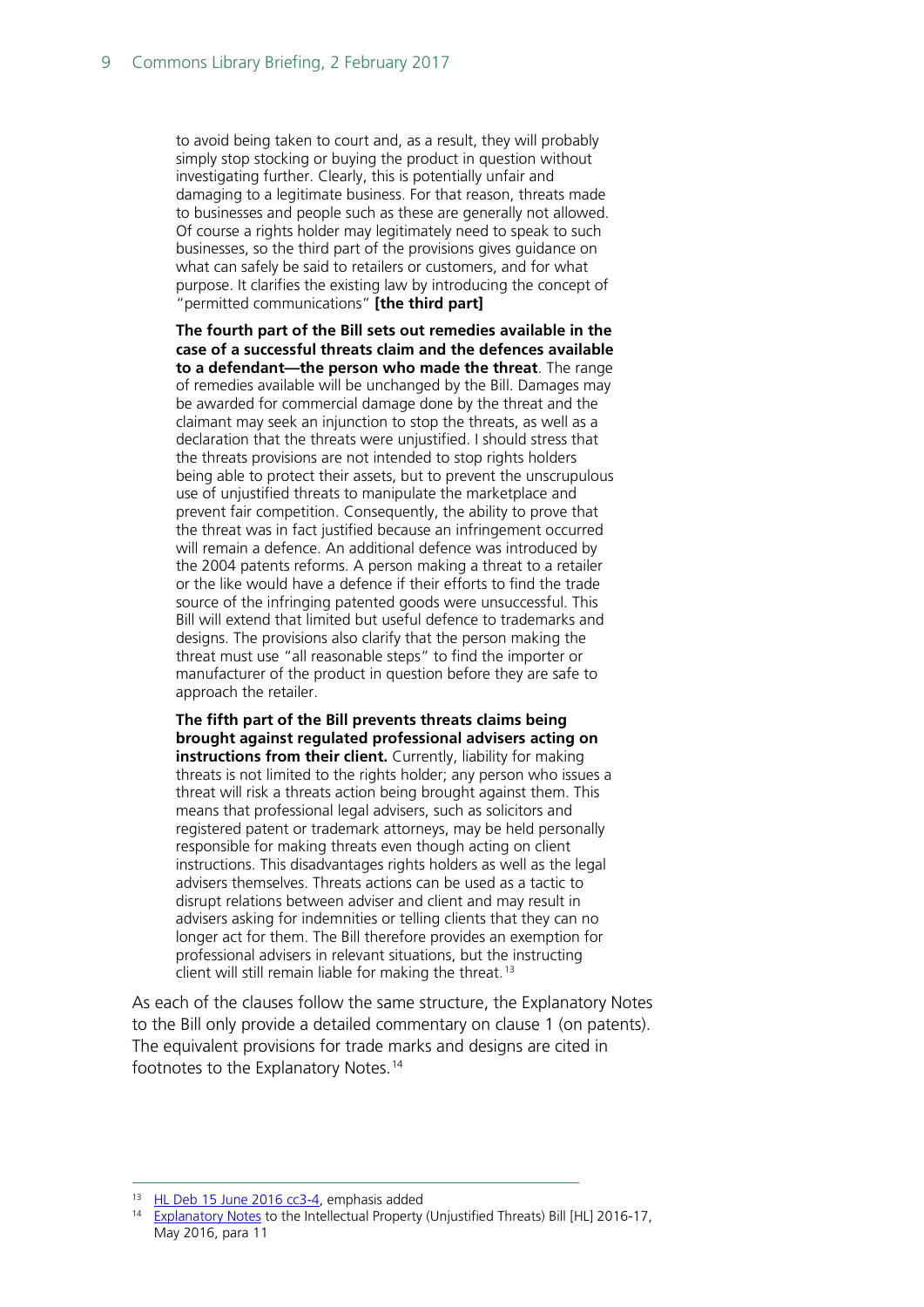> to avoid being taken to court and, as a result, they will probably simply stop stocking or buying the product in question without investigating further. Clearly, this is potentially unfair and damaging to a legitimate business. For that reason, threats made to businesses and people such as these are generally not allowed. Of course a rights holder may legitimately need to speak to such businesses, so the third part of the provisions gives guidance on what can safely be said to retailers or customers, and for what purpose. It clarifies the existing law by introducing the concept of "permitted communications" **[the third part]**
>
> **The fourth part of the Bill sets out remedies available in the case of a successful threats claim and the defences available to a defendant—the person who made the threat**. The range of remedies available will be unchanged by the Bill. Damages may be awarded for commercial damage done by the threat and the claimant may seek an injunction to stop the threats, as well as a declaration that the threats were unjustified. I should stress that the threats provisions are not intended to stop rights holders being able to protect their assets, but to prevent the unscrupulous use of unjustified threats to manipulate the marketplace and prevent fair competition. Consequently, the ability to prove that the threat was in fact justified because an infringement occurred will remain a defence. An additional defence was introduced by the 2004 patents reforms. A person making a threat to a retailer or the like would have a defence if their efforts to find the trade source of the infringing patented goods were unsuccessful. This Bill will extend that limited but useful defence to trademarks and designs. The provisions also clarify that the person making the threat must use "all reasonable steps" to find the importer or manufacturer of the product in question before they are safe to approach the retailer.
>
> **The fifth part of the Bill prevents threats claims being brought against regulated professional advisers acting on instructions from their client.** Currently, liability for making threats is not limited to the rights holder; any person who issues a threat will risk a threats action being brought against them. This means that professional legal advisers, such as solicitors and registered patent or trademark attorneys, may be held personally responsible for making threats even though acting on client instructions. This disadvantages rights holders as well as the legal advisers themselves. Threats actions can be used as a tactic to disrupt relations between adviser and client and may result in advisers asking for indemnities or telling clients that they can no longer act for them. The Bill therefore provides an exemption for professional advisers in relevant situations, but the instructing client will still remain liable for making the threat.[13]

As each of the clauses follow the same structure, the Explanatory Notes to the Bill only provide a detailed commentary on clause 1 (on patents). The equivalent provisions for trade marks and designs are cited in footnotes to the Explanatory Notes.[14]

---

[13] HL Deb 15 June 2016 cc3-4, emphasis added

[14] Explanatory Notes to the Intellectual Property (Unjustified Threats) Bill [HL] 2016-17, May 2016, para 11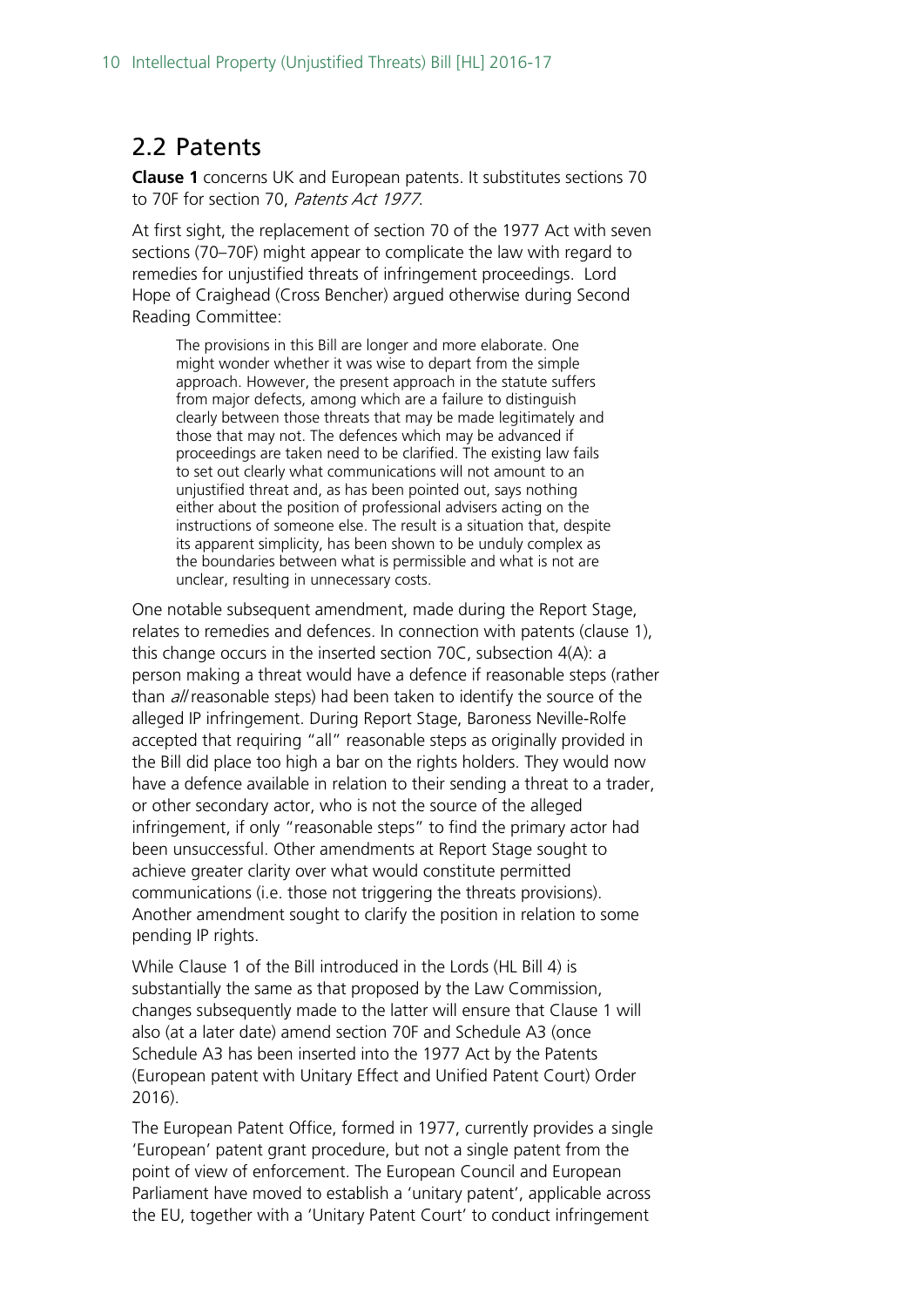## 2.2 Patents

**Clause 1** concerns UK and European patents. It substitutes sections 70 to 70F for section 70, *Patents Act 1977*.

At first sight, the replacement of section 70 of the 1977 Act with seven sections (70–70F) might appear to complicate the law with regard to remedies for unjustified threats of infringement proceedings. Lord Hope of Craighead (Cross Bencher) argued otherwise during Second Reading Committee:

> The provisions in this Bill are longer and more elaborate. One might wonder whether it was wise to depart from the simple approach. However, the present approach in the statute suffers from major defects, among which are a failure to distinguish clearly between those threats that may be made legitimately and those that may not. The defences which may be advanced if proceedings are taken need to be clarified. The existing law fails to set out clearly what communications will not amount to an unjustified threat and, as has been pointed out, says nothing either about the position of professional advisers acting on the instructions of someone else. The result is a situation that, despite its apparent simplicity, has been shown to be unduly complex as the boundaries between what is permissible and what is not are unclear, resulting in unnecessary costs.

One notable subsequent amendment, made during the Report Stage, relates to remedies and defences. In connection with patents (clause 1), this change occurs in the inserted section 70C, subsection 4(A): a person making a threat would have a defence if reasonable steps (rather than *all* reasonable steps) had been taken to identify the source of the alleged IP infringement. During Report Stage, Baroness Neville-Rolfe accepted that requiring "all" reasonable steps as originally provided in the Bill did place too high a bar on the rights holders. They would now have a defence available in relation to their sending a threat to a trader, or other secondary actor, who is not the source of the alleged infringement, if only "reasonable steps" to find the primary actor had been unsuccessful. Other amendments at Report Stage sought to achieve greater clarity over what would constitute permitted communications (i.e. those not triggering the threats provisions). Another amendment sought to clarify the position in relation to some pending IP rights.

While Clause 1 of the Bill introduced in the Lords (HL Bill 4) is substantially the same as that proposed by the Law Commission, changes subsequently made to the latter will ensure that Clause 1 will also (at a later date) amend section 70F and Schedule A3 (once Schedule A3 has been inserted into the 1977 Act by the Patents (European patent with Unitary Effect and Unified Patent Court) Order 2016).

The European Patent Office, formed in 1977, currently provides a single 'European' patent grant procedure, but not a single patent from the point of view of enforcement. The European Council and European Parliament have moved to establish a 'unitary patent', applicable across the EU, together with a 'Unitary Patent Court' to conduct infringement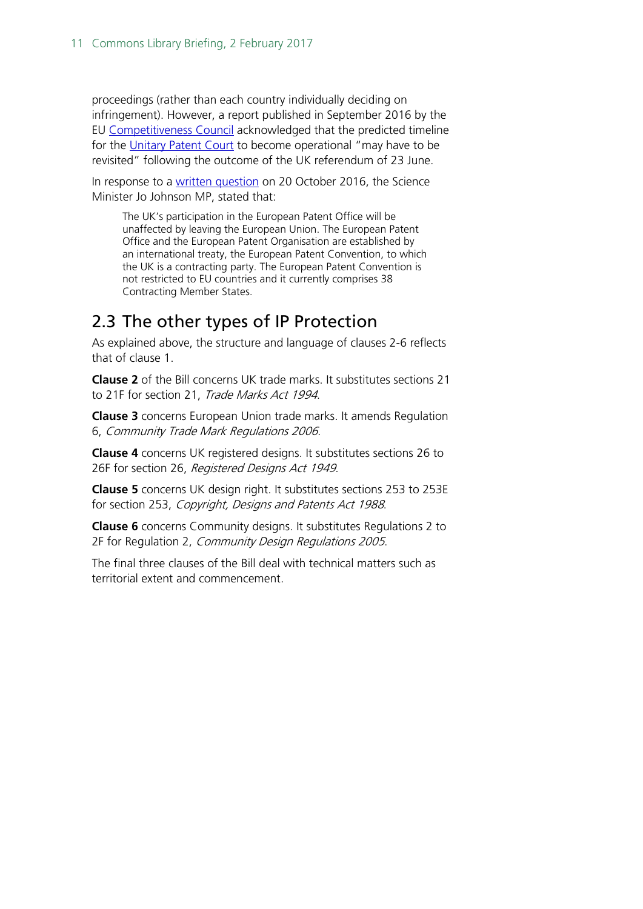proceedings (rather than each country individually deciding on infringement). However, a report published in September 2016 by the EU Competitiveness Council acknowledged that the predicted timeline for the Unitary Patent Court to become operational "may have to be revisited" following the outcome of the UK referendum of 23 June.

In response to a written question on 20 October 2016, the Science Minister Jo Johnson MP, stated that:

> The UK's participation in the European Patent Office will be unaffected by leaving the European Union. The European Patent Office and the European Patent Organisation are established by an international treaty, the European Patent Convention, to which the UK is a contracting party. The European Patent Convention is not restricted to EU countries and it currently comprises 38 Contracting Member States.

## 2.3 The other types of IP Protection

As explained above, the structure and language of clauses 2-6 reflects that of clause 1.

**Clause 2** of the Bill concerns UK trade marks. It substitutes sections 21 to 21F for section 21, *Trade Marks Act 1994*.

**Clause 3** concerns European Union trade marks. It amends Regulation 6, *Community Trade Mark Regulations 2006*.

**Clause 4** concerns UK registered designs. It substitutes sections 26 to 26F for section 26, *Registered Designs Act 1949*.

**Clause 5** concerns UK design right. It substitutes sections 253 to 253E for section 253, *Copyright, Designs and Patents Act 1988*.

**Clause 6** concerns Community designs. It substitutes Regulations 2 to 2F for Regulation 2, *Community Design Regulations 2005*.

The final three clauses of the Bill deal with technical matters such as territorial extent and commencement.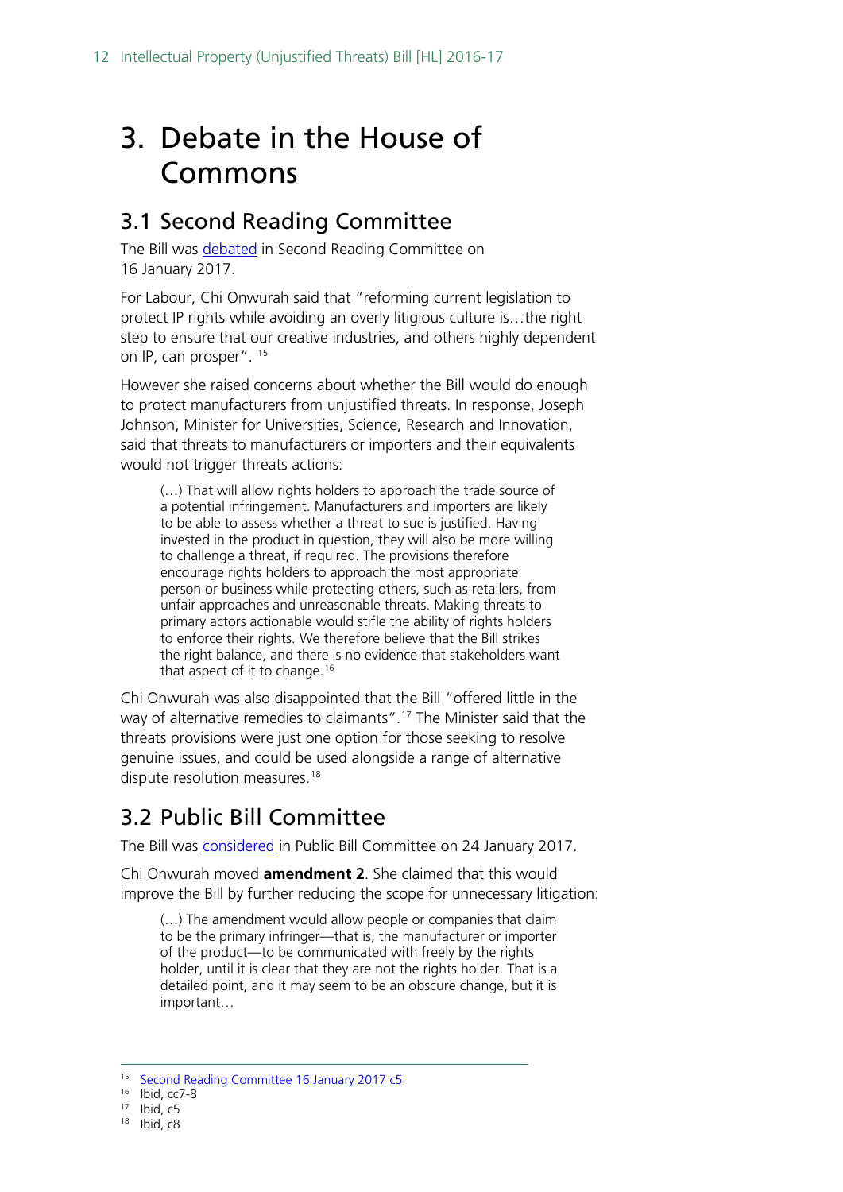# 3. Debate in the House of Commons

## 3.1 Second Reading Committee

The Bill was debated in Second Reading Committee on 16 January 2017.

For Labour, Chi Onwurah said that "reforming current legislation to protect IP rights while avoiding an overly litigious culture is…the right step to ensure that our creative industries, and others highly dependent on IP, can prosper". [15]

However she raised concerns about whether the Bill would do enough to protect manufacturers from unjustified threats. In response, Joseph Johnson, Minister for Universities, Science, Research and Innovation, said that threats to manufacturers or importers and their equivalents would not trigger threats actions:

> (…) That will allow rights holders to approach the trade source of a potential infringement. Manufacturers and importers are likely to be able to assess whether a threat to sue is justified. Having invested in the product in question, they will also be more willing to challenge a threat, if required. The provisions therefore encourage rights holders to approach the most appropriate person or business while protecting others, such as retailers, from unfair approaches and unreasonable threats. Making threats to primary actors actionable would stifle the ability of rights holders to enforce their rights. We therefore believe that the Bill strikes the right balance, and there is no evidence that stakeholders want that aspect of it to change.[16]

Chi Onwurah was also disappointed that the Bill "offered little in the way of alternative remedies to claimants".[17] The Minister said that the threats provisions were just one option for those seeking to resolve genuine issues, and could be used alongside a range of alternative dispute resolution measures.[18]

## 3.2 Public Bill Committee

The Bill was considered in Public Bill Committee on 24 January 2017.

Chi Onwurah moved **amendment 2**. She claimed that this would improve the Bill by further reducing the scope for unnecessary litigation:

> (…) The amendment would allow people or companies that claim to be the primary infringer—that is, the manufacturer or importer of the product—to be communicated with freely by the rights holder, until it is clear that they are not the rights holder. That is a detailed point, and it may seem to be an obscure change, but it is important…

---

[15] Second Reading Committee 16 January 2017 c5

[16] Ibid, cc7-8

[17] Ibid, c5

[18] Ibid, c8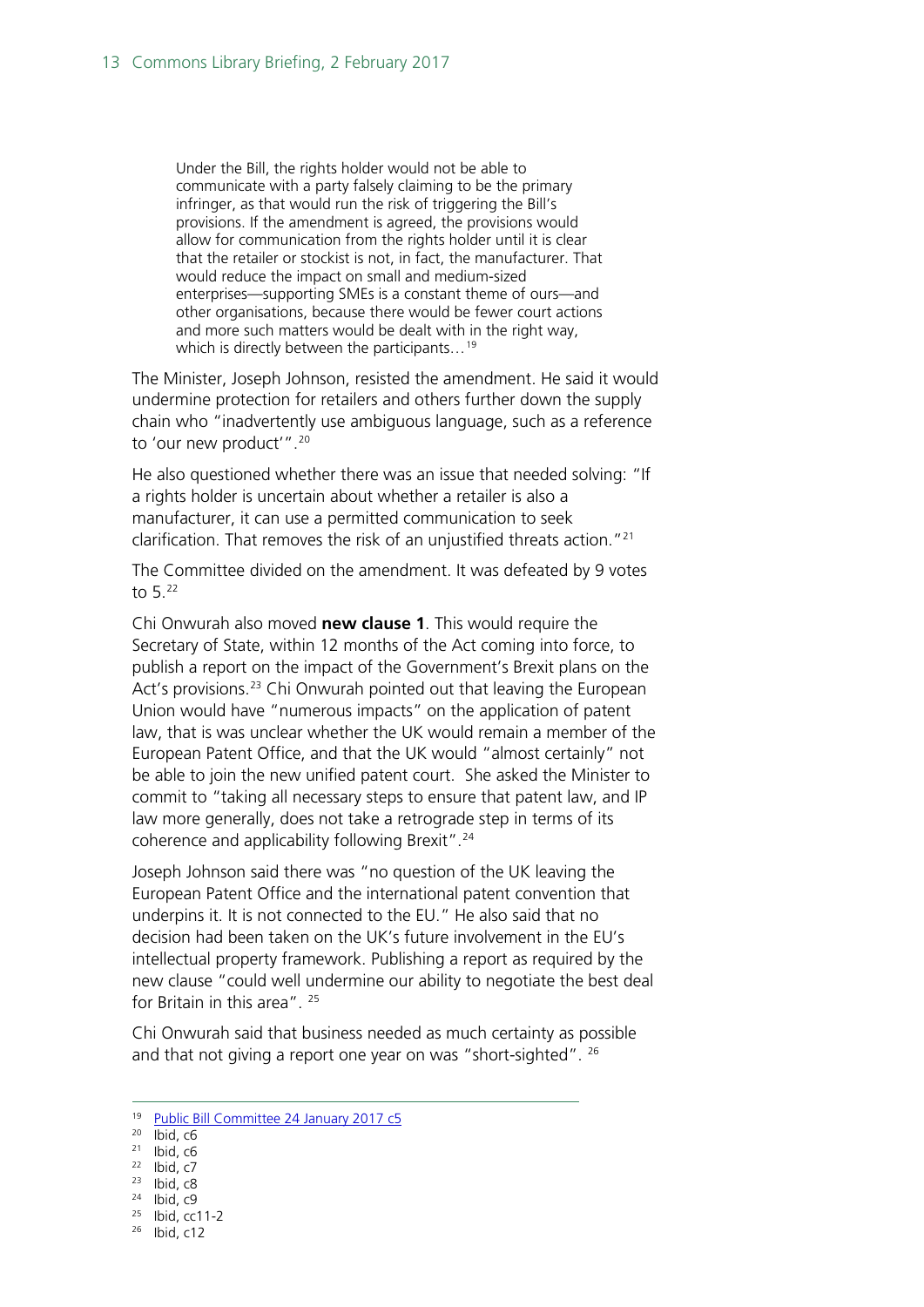> Under the Bill, the rights holder would not be able to communicate with a party falsely claiming to be the primary infringer, as that would run the risk of triggering the Bill's provisions. If the amendment is agreed, the provisions would allow for communication from the rights holder until it is clear that the retailer or stockist is not, in fact, the manufacturer. That would reduce the impact on small and medium-sized enterprises—supporting SMEs is a constant theme of ours—and other organisations, because there would be fewer court actions and more such matters would be dealt with in the right way, which is directly between the participants…[19]

The Minister, Joseph Johnson, resisted the amendment. He said it would undermine protection for retailers and others further down the supply chain who "inadvertently use ambiguous language, such as a reference to 'our new product'".[20]

He also questioned whether there was an issue that needed solving: "If a rights holder is uncertain about whether a retailer is also a manufacturer, it can use a permitted communication to seek clarification. That removes the risk of an unjustified threats action."[21]

The Committee divided on the amendment. It was defeated by 9 votes to 5.[22]

Chi Onwurah also moved **new clause 1**. This would require the Secretary of State, within 12 months of the Act coming into force, to publish a report on the impact of the Government's Brexit plans on the Act's provisions.[23] Chi Onwurah pointed out that leaving the European Union would have "numerous impacts" on the application of patent law, that is was unclear whether the UK would remain a member of the European Patent Office, and that the UK would "almost certainly" not be able to join the new unified patent court. She asked the Minister to commit to "taking all necessary steps to ensure that patent law, and IP law more generally, does not take a retrograde step in terms of its coherence and applicability following Brexit".[24]

Joseph Johnson said there was "no question of the UK leaving the European Patent Office and the international patent convention that underpins it. It is not connected to the EU." He also said that no decision had been taken on the UK's future involvement in the EU's intellectual property framework. Publishing a report as required by the new clause "could well undermine our ability to negotiate the best deal for Britain in this area". [25]

Chi Onwurah said that business needed as much certainty as possible and that not giving a report one year on was "short-sighted". [26]

---

[19] Public Bill Committee 24 January 2017 c5
[20] Ibid, c6
[21] Ibid, c6
[22] Ibid, c7
[23] Ibid, c8
[24] Ibid, c9
[25] Ibid, cc11-2
[26] Ibid, c12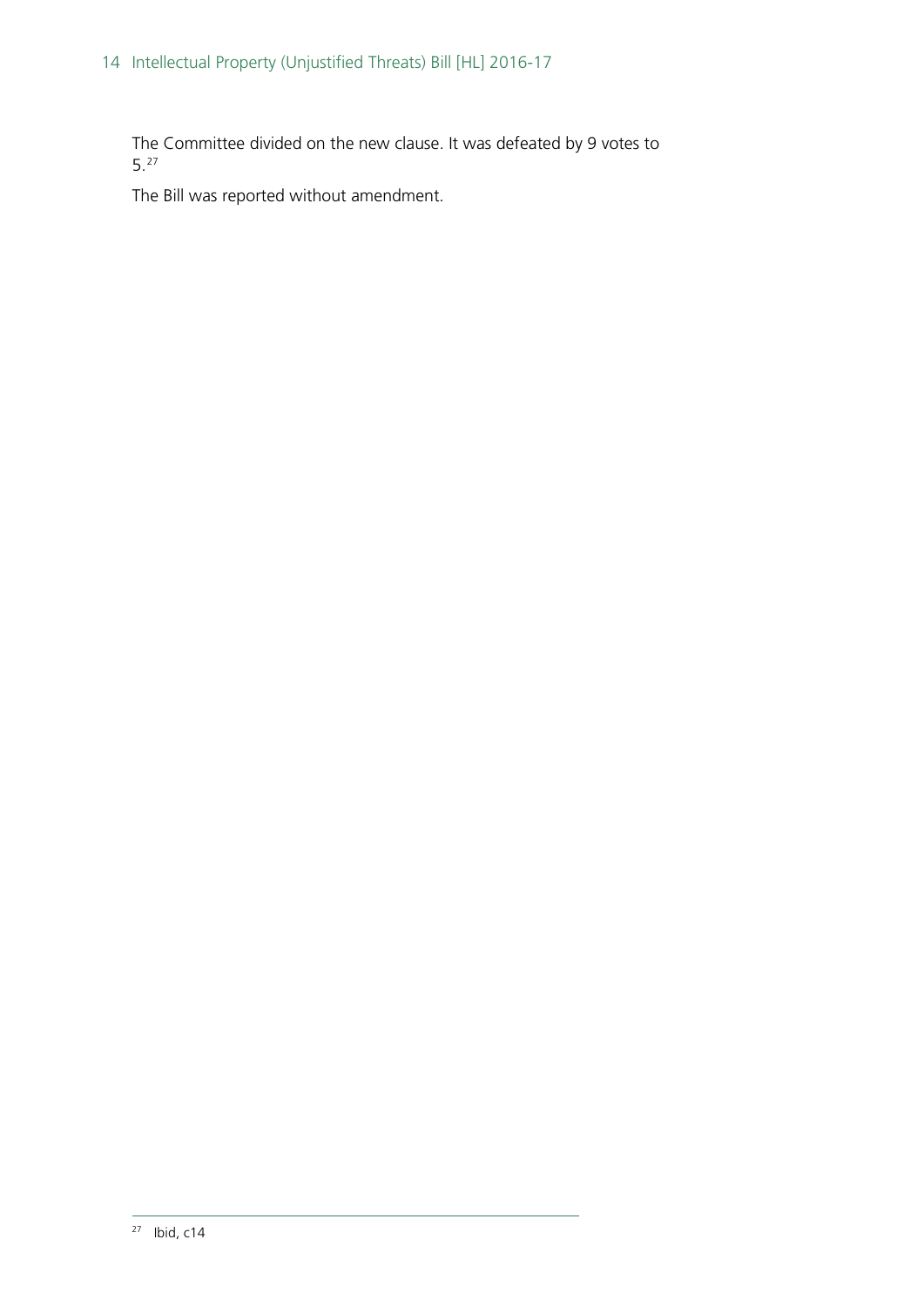The Committee divided on the new clause. It was defeated by 9 votes to 5.[27]

The Bill was reported without amendment.

---

[27] Ibid, c14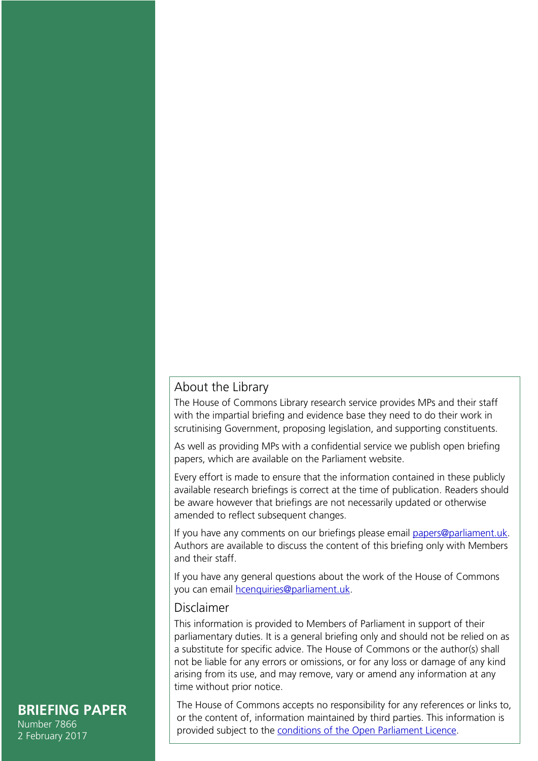## About the Library

The House of Commons Library research service provides MPs and their staff with the impartial briefing and evidence base they need to do their work in scrutinising Government, proposing legislation, and supporting constituents.

As well as providing MPs with a confidential service we publish open briefing papers, which are available on the Parliament website.

Every effort is made to ensure that the information contained in these publicly available research briefings is correct at the time of publication. Readers should be aware however that briefings are not necessarily updated or otherwise amended to reflect subsequent changes.

If you have any comments on our briefings please email [papers@parliament.uk](mailto:papers@parliament.uk). Authors are available to discuss the content of this briefing only with Members and their staff.

If you have any general questions about the work of the House of Commons you can email [hcenquiries@parliament.uk](mailto:hcenquiries@parliament.uk).

## Disclaimer

This information is provided to Members of Parliament in support of their parliamentary duties. It is a general briefing only and should not be relied on as a substitute for specific advice. The House of Commons or the author(s) shall not be liable for any errors or omissions, or for any loss or damage of any kind arising from its use, and may remove, vary or amend any information at any time without prior notice.

The House of Commons accepts no responsibility for any references or links to, or the content of, information maintained by third parties. This information is provided subject to the conditions of the Open Parliament Licence.

**BRIEFING PAPER**

Number 7866

2 February 2017